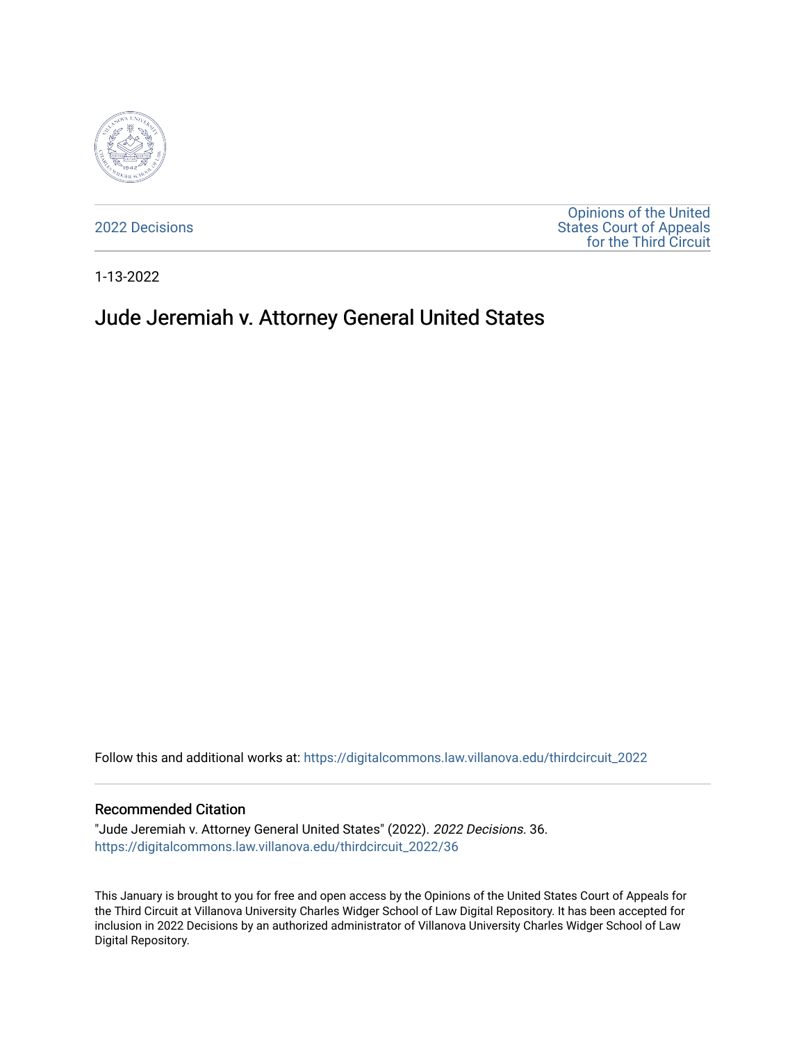2022 Decisions

Opinions of the United States Court of Appeals for the Third Circuit

1-13-2022

# Jude Jeremiah v. Attorney General United States

Follow this and additional works at: https://digitalcommons.law.villanova.edu/thirdcircuit_2022

## Recommended Citation

"Jude Jeremiah v. Attorney General United States" (2022). *2022 Decisions*. 36.
https://digitalcommons.law.villanova.edu/thirdcircuit_2022/36

This January is brought to you for free and open access by the Opinions of the United States Court of Appeals for the Third Circuit at Villanova University Charles Widger School of Law Digital Repository. It has been accepted for inclusion in 2022 Decisions by an authorized administrator of Villanova University Charles Widger School of Law Digital Repository.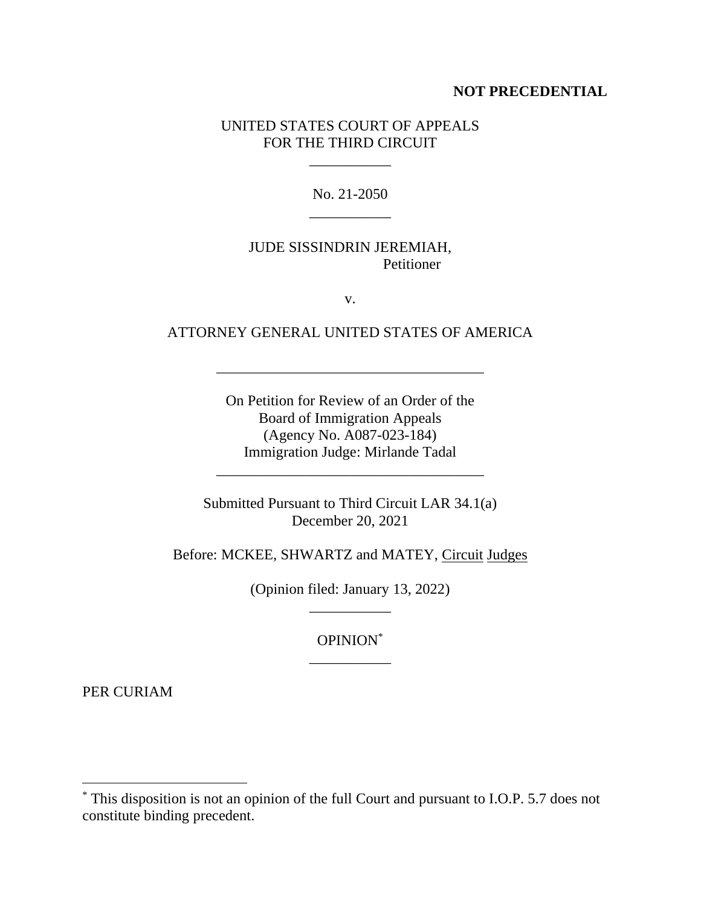**NOT PRECEDENTIAL**

UNITED STATES COURT OF APPEALS
FOR THE THIRD CIRCUIT

---

No. 21-2050

---

JUDE SISSINDRIN JEREMIAH,
Petitioner

v.

ATTORNEY GENERAL UNITED STATES OF AMERICA

---

On Petition for Review of an Order of the
Board of Immigration Appeals
(Agency No. A087-023-184)
Immigration Judge: Mirlande Tadal

---

Submitted Pursuant to Third Circuit LAR 34.1(a)
December 20, 2021

Before: MCKEE, SHWARTZ and MATEY, Circuit Judges

(Opinion filed: January 13, 2022)

---

OPINION[*]

---

PER CURIAM

[*] This disposition is not an opinion of the full Court and pursuant to I.O.P. 5.7 does not constitute binding precedent.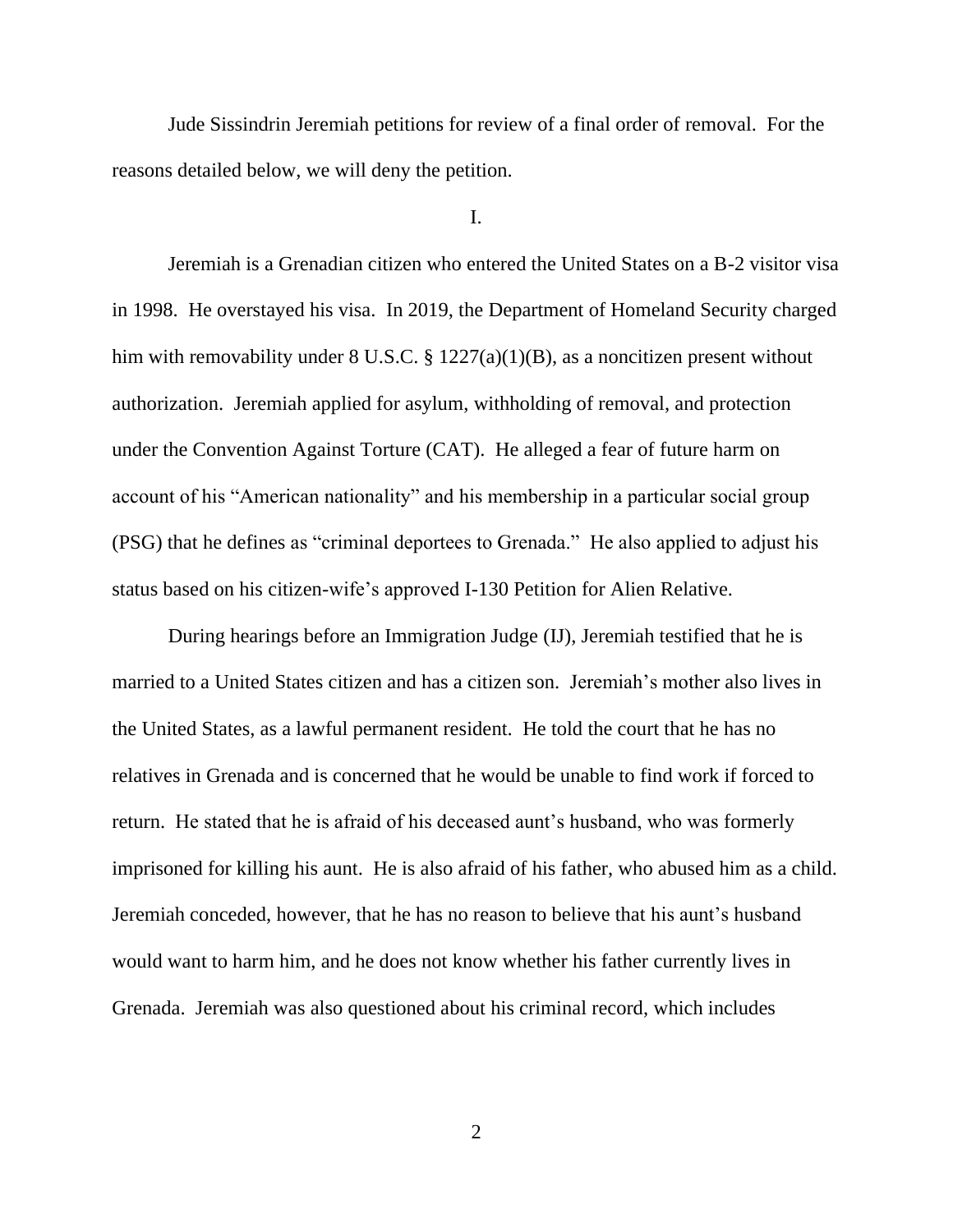Jude Sissindrin Jeremiah petitions for review of a final order of removal. For the reasons detailed below, we will deny the petition.

I.

Jeremiah is a Grenadian citizen who entered the United States on a B-2 visitor visa in 1998. He overstayed his visa. In 2019, the Department of Homeland Security charged him with removability under 8 U.S.C. § 1227(a)(1)(B), as a noncitizen present without authorization. Jeremiah applied for asylum, withholding of removal, and protection under the Convention Against Torture (CAT). He alleged a fear of future harm on account of his "American nationality" and his membership in a particular social group (PSG) that he defines as "criminal deportees to Grenada." He also applied to adjust his status based on his citizen-wife's approved I-130 Petition for Alien Relative.

During hearings before an Immigration Judge (IJ), Jeremiah testified that he is married to a United States citizen and has a citizen son. Jeremiah's mother also lives in the United States, as a lawful permanent resident. He told the court that he has no relatives in Grenada and is concerned that he would be unable to find work if forced to return. He stated that he is afraid of his deceased aunt's husband, who was formerly imprisoned for killing his aunt. He is also afraid of his father, who abused him as a child. Jeremiah conceded, however, that he has no reason to believe that his aunt's husband would want to harm him, and he does not know whether his father currently lives in Grenada. Jeremiah was also questioned about his criminal record, which includes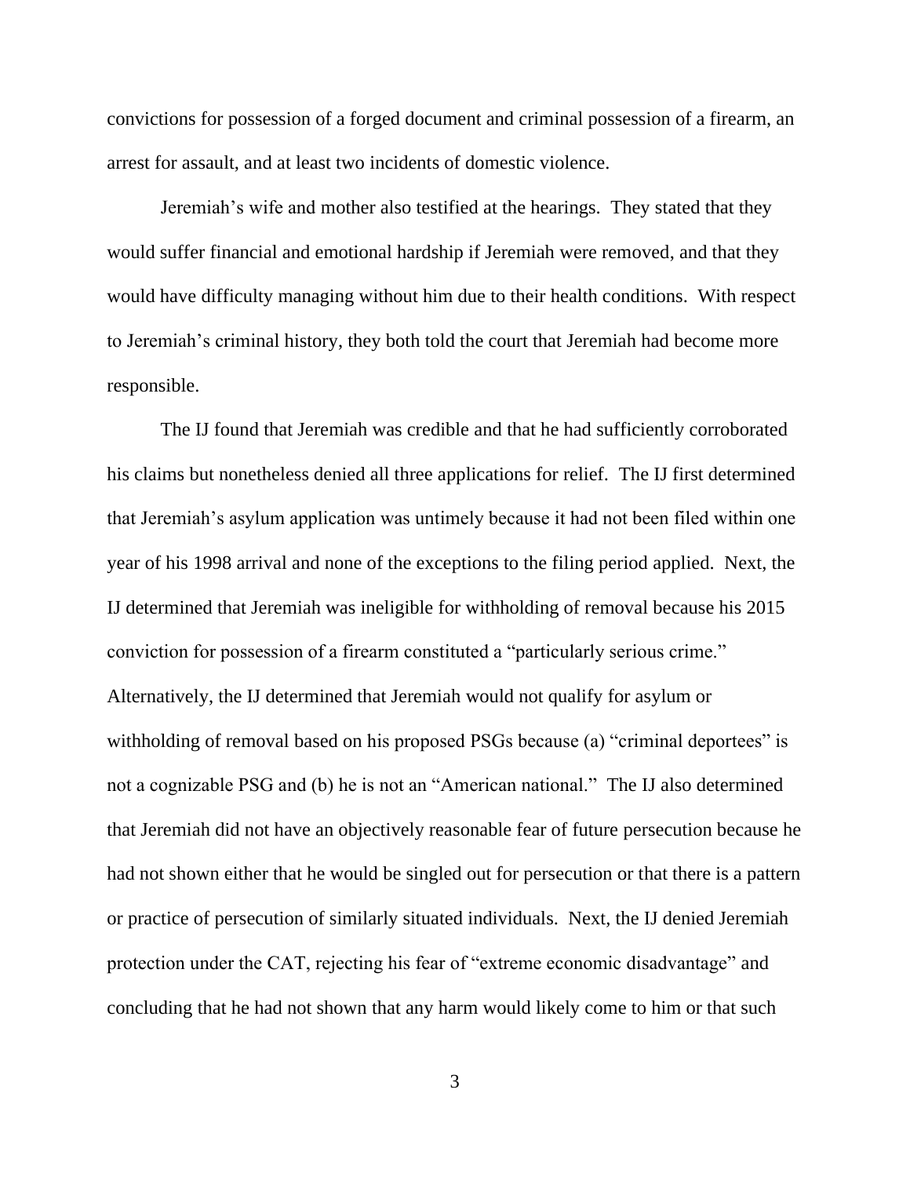convictions for possession of a forged document and criminal possession of a firearm, an arrest for assault, and at least two incidents of domestic violence.

Jeremiah's wife and mother also testified at the hearings. They stated that they would suffer financial and emotional hardship if Jeremiah were removed, and that they would have difficulty managing without him due to their health conditions. With respect to Jeremiah's criminal history, they both told the court that Jeremiah had become more responsible.

The IJ found that Jeremiah was credible and that he had sufficiently corroborated his claims but nonetheless denied all three applications for relief. The IJ first determined that Jeremiah's asylum application was untimely because it had not been filed within one year of his 1998 arrival and none of the exceptions to the filing period applied. Next, the IJ determined that Jeremiah was ineligible for withholding of removal because his 2015 conviction for possession of a firearm constituted a "particularly serious crime." Alternatively, the IJ determined that Jeremiah would not qualify for asylum or withholding of removal based on his proposed PSGs because (a) "criminal deportees" is not a cognizable PSG and (b) he is not an "American national." The IJ also determined that Jeremiah did not have an objectively reasonable fear of future persecution because he had not shown either that he would be singled out for persecution or that there is a pattern or practice of persecution of similarly situated individuals. Next, the IJ denied Jeremiah protection under the CAT, rejecting his fear of "extreme economic disadvantage" and concluding that he had not shown that any harm would likely come to him or that such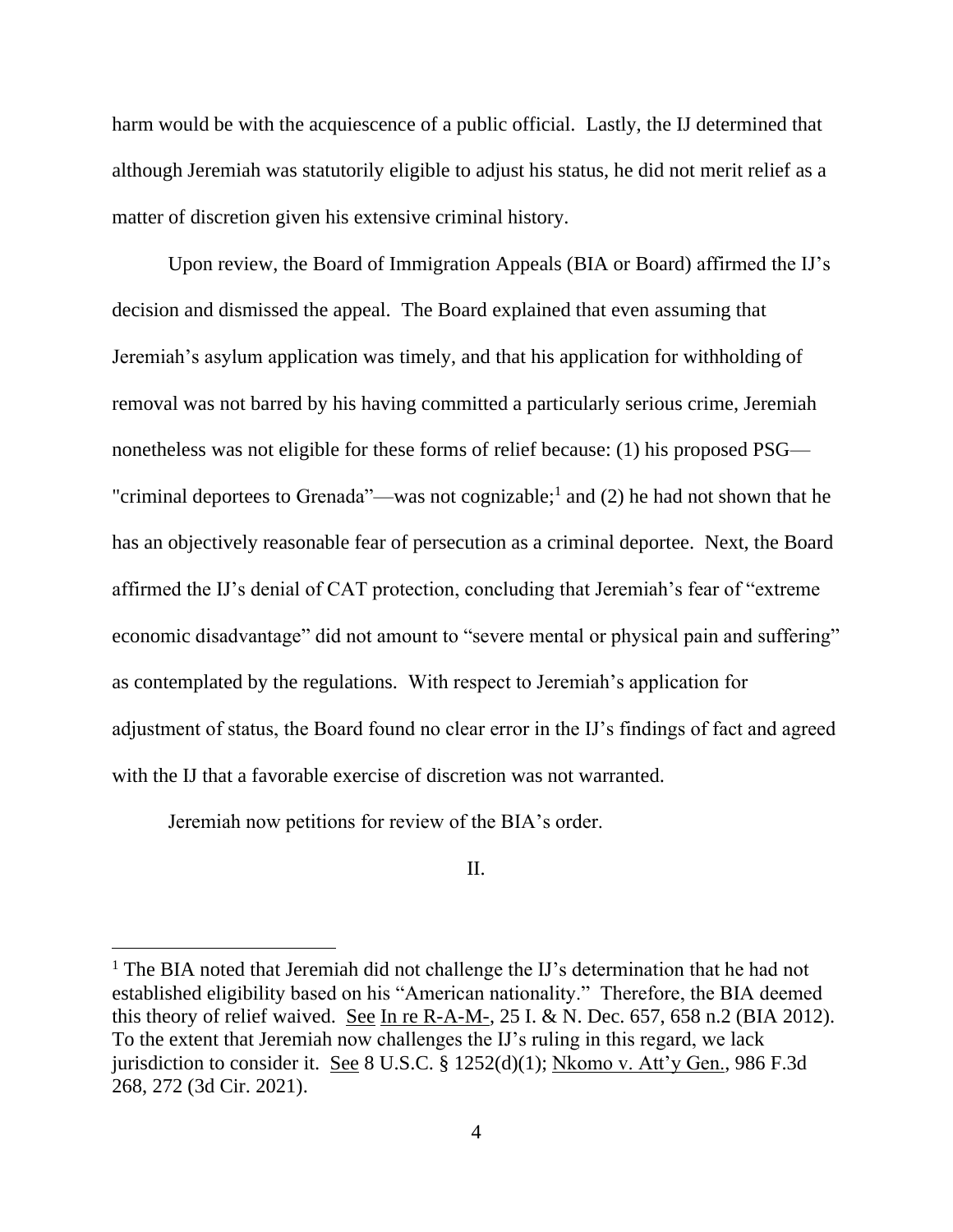harm would be with the acquiescence of a public official. Lastly, the IJ determined that although Jeremiah was statutorily eligible to adjust his status, he did not merit relief as a matter of discretion given his extensive criminal history.

Upon review, the Board of Immigration Appeals (BIA or Board) affirmed the IJ's decision and dismissed the appeal. The Board explained that even assuming that Jeremiah's asylum application was timely, and that his application for withholding of removal was not barred by his having committed a particularly serious crime, Jeremiah nonetheless was not eligible for these forms of relief because: (1) his proposed PSG—"criminal deportees to Grenada"—was not cognizable;[1] and (2) he had not shown that he has an objectively reasonable fear of persecution as a criminal deportee. Next, the Board affirmed the IJ's denial of CAT protection, concluding that Jeremiah's fear of "extreme economic disadvantage" did not amount to "severe mental or physical pain and suffering" as contemplated by the regulations. With respect to Jeremiah's application for adjustment of status, the Board found no clear error in the IJ's findings of fact and agreed with the IJ that a favorable exercise of discretion was not warranted.

Jeremiah now petitions for review of the BIA's order.

II.

---

[1] The BIA noted that Jeremiah did not challenge the IJ's determination that he had not established eligibility based on his "American nationality." Therefore, the BIA deemed this theory of relief waived. See In re R-A-M-, 25 I. & N. Dec. 657, 658 n.2 (BIA 2012). To the extent that Jeremiah now challenges the IJ's ruling in this regard, we lack jurisdiction to consider it. See 8 U.S.C. § 1252(d)(1); Nkomo v. Att'y Gen., 986 F.3d 268, 272 (3d Cir. 2021).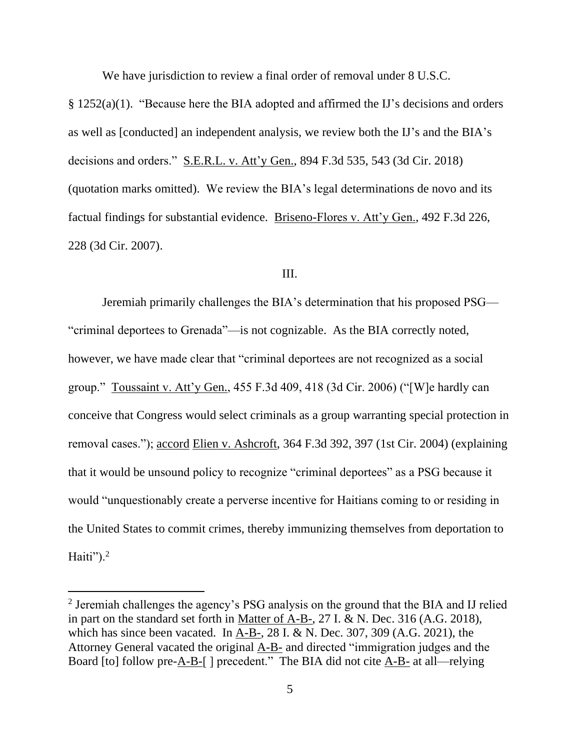We have jurisdiction to review a final order of removal under 8 U.S.C. § 1252(a)(1). "Because here the BIA adopted and affirmed the IJ's decisions and orders as well as [conducted] an independent analysis, we review both the IJ's and the BIA's decisions and orders." S.E.R.L. v. Att'y Gen., 894 F.3d 535, 543 (3d Cir. 2018) (quotation marks omitted). We review the BIA's legal determinations de novo and its factual findings for substantial evidence. Briseno-Flores v. Att'y Gen., 492 F.3d 226, 228 (3d Cir. 2007).

## III.

Jeremiah primarily challenges the BIA's determination that his proposed PSG—"criminal deportees to Grenada"—is not cognizable. As the BIA correctly noted, however, we have made clear that "criminal deportees are not recognized as a social group." Toussaint v. Att'y Gen., 455 F.3d 409, 418 (3d Cir. 2006) ("[W]e hardly can conceive that Congress would select criminals as a group warranting special protection in removal cases."); accord Elien v. Ashcroft, 364 F.3d 392, 397 (1st Cir. 2004) (explaining that it would be unsound policy to recognize "criminal deportees" as a PSG because it would "unquestionably create a perverse incentive for Haitians coming to or residing in the United States to commit crimes, thereby immunizing themselves from deportation to Haiti").[2]

[2] Jeremiah challenges the agency's PSG analysis on the ground that the BIA and IJ relied in part on the standard set forth in Matter of A-B-, 27 I. & N. Dec. 316 (A.G. 2018), which has since been vacated. In A-B-, 28 I. & N. Dec. 307, 309 (A.G. 2021), the Attorney General vacated the original A-B- and directed "immigration judges and the Board [to] follow pre-A-B-[ ] precedent." The BIA did not cite A-B- at all—relying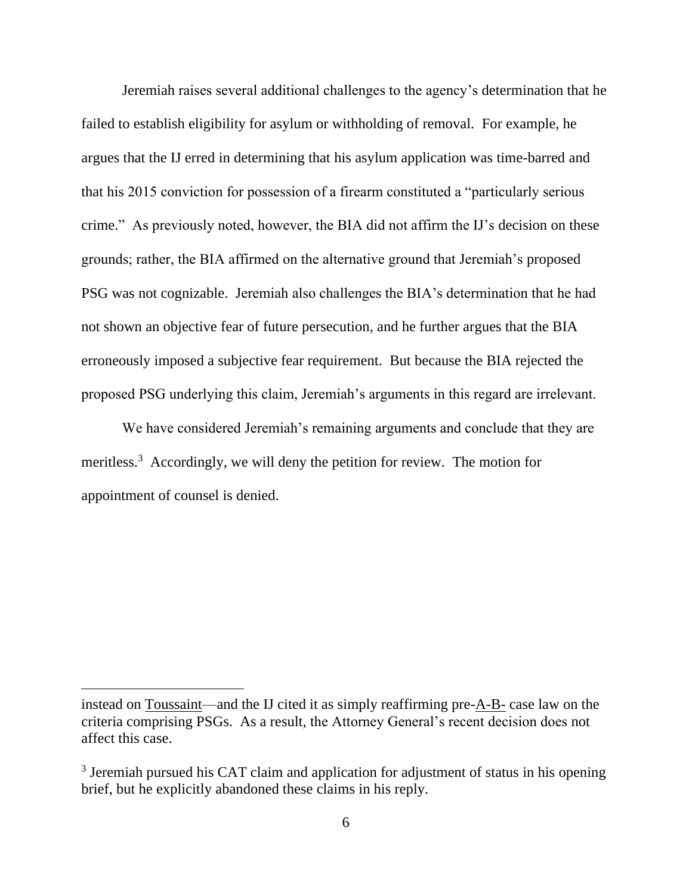Jeremiah raises several additional challenges to the agency's determination that he failed to establish eligibility for asylum or withholding of removal. For example, he argues that the IJ erred in determining that his asylum application was time-barred and that his 2015 conviction for possession of a firearm constituted a "particularly serious crime." As previously noted, however, the BIA did not affirm the IJ's decision on these grounds; rather, the BIA affirmed on the alternative ground that Jeremiah's proposed PSG was not cognizable. Jeremiah also challenges the BIA's determination that he had not shown an objective fear of future persecution, and he further argues that the BIA erroneously imposed a subjective fear requirement. But because the BIA rejected the proposed PSG underlying this claim, Jeremiah's arguments in this regard are irrelevant.

We have considered Jeremiah's remaining arguments and conclude that they are meritless.[3] Accordingly, we will deny the petition for review. The motion for appointment of counsel is denied.

---

instead on Toussaint—and the IJ cited it as simply reaffirming pre-A-B- case law on the criteria comprising PSGs. As a result, the Attorney General's recent decision does not affect this case.

[3] Jeremiah pursued his CAT claim and application for adjustment of status in his opening brief, but he explicitly abandoned these claims in his reply.